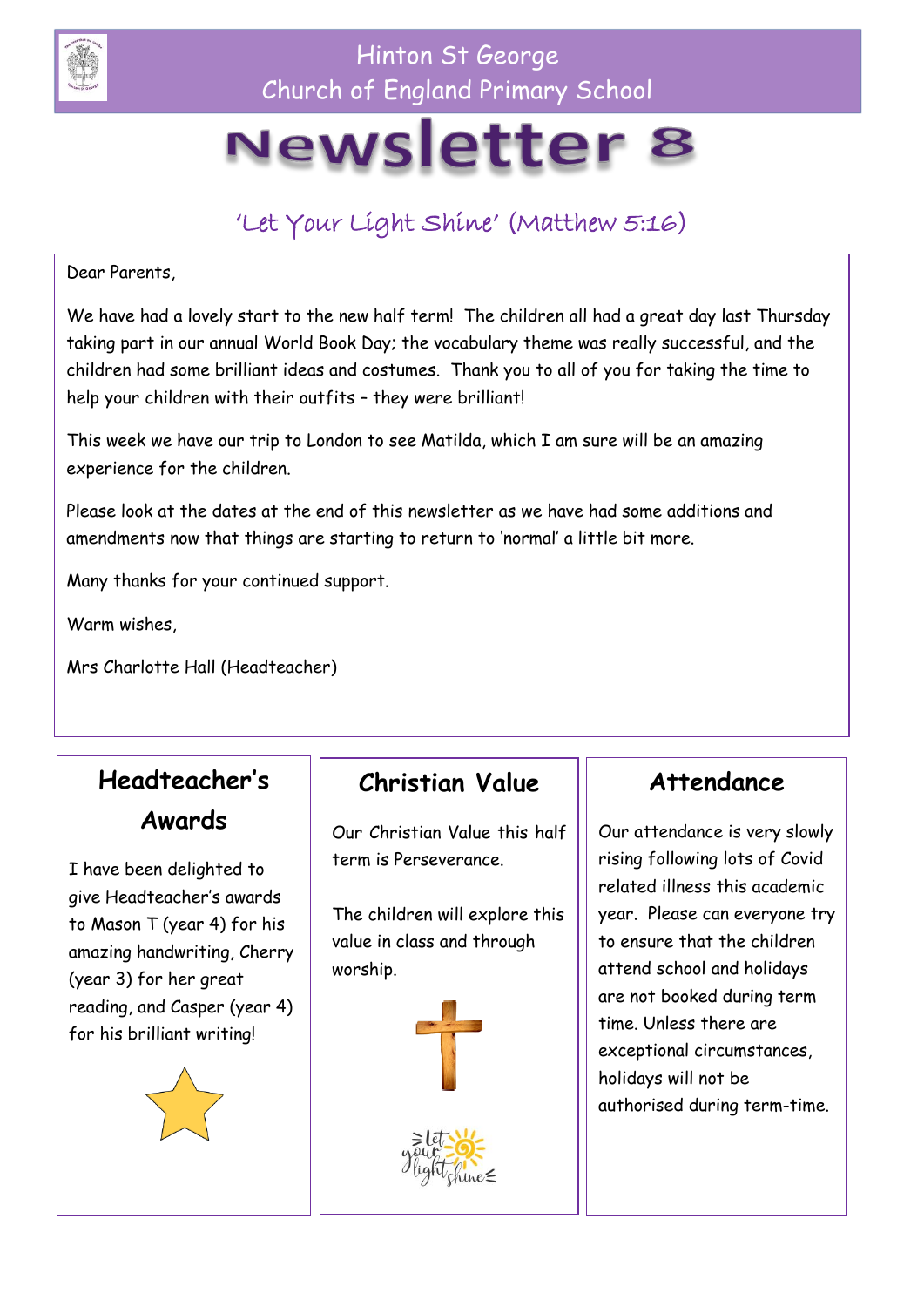# Hinton St George
# Church of England Primary School

# Newsletter 8

*'Let Your Light Shine' (Matthew 5:16)*

Dear Parents,

We have had a lovely start to the new half term! The children all had a great day last Thursday taking part in our annual World Book Day; the vocabulary theme was really successful, and the children had some brilliant ideas and costumes. Thank you to all of you for taking the time to help your children with their outfits – they were brilliant!

This week we have our trip to London to see Matilda, which I am sure will be an amazing experience for the children.

Please look at the dates at the end of this newsletter as we have had some additions and amendments now that things are starting to return to 'normal' a little bit more.

Many thanks for your continued support.

Warm wishes,

Mrs Charlotte Hall (Headteacher)

## Headteacher's Awards

I have been delighted to give Headteacher's awards to Mason T (year 4) for his amazing handwriting, Cherry (year 3) for her great reading, and Casper (year 4) for his brilliant writing!

## Christian Value

Our Christian Value this half term is Perseverance.

The children will explore this value in class and through worship.

## Attendance

Our attendance is very slowly rising following lots of Covid related illness this academic year. Please can everyone try to ensure that the children attend school and holidays are not booked during term time. Unless there are exceptional circumstances, holidays will not be authorised during term-time.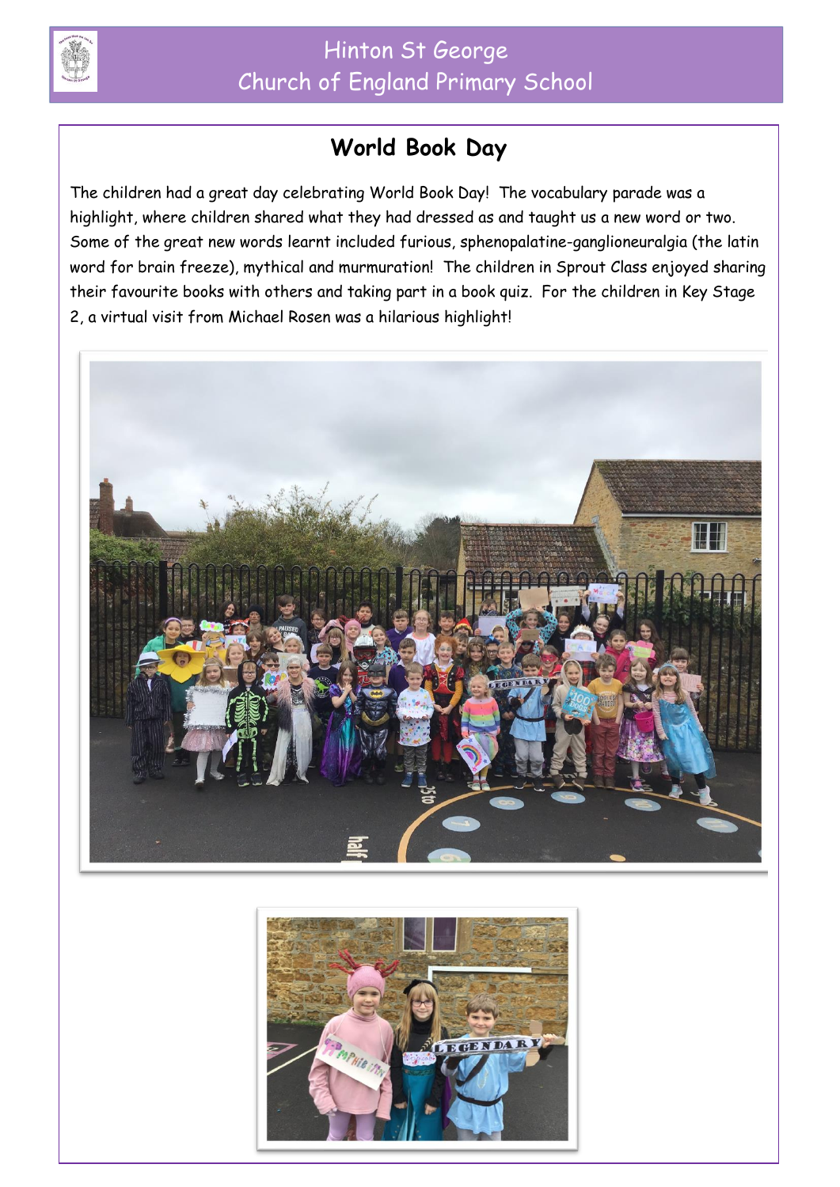## World Book Day

The children had a great day celebrating World Book Day! The vocabulary parade was a highlight, where children shared what they had dressed as and taught us a new word or two. Some of the great new words learnt included furious, sphenopalatine-ganglioneuralgia (the latin word for brain freeze), mythical and murmuration! The children in Sprout Class enjoyed sharing their favourite books with others and taking part in a book quiz. For the children in Key Stage 2, a virtual visit from Michael Rosen was a hilarious highlight!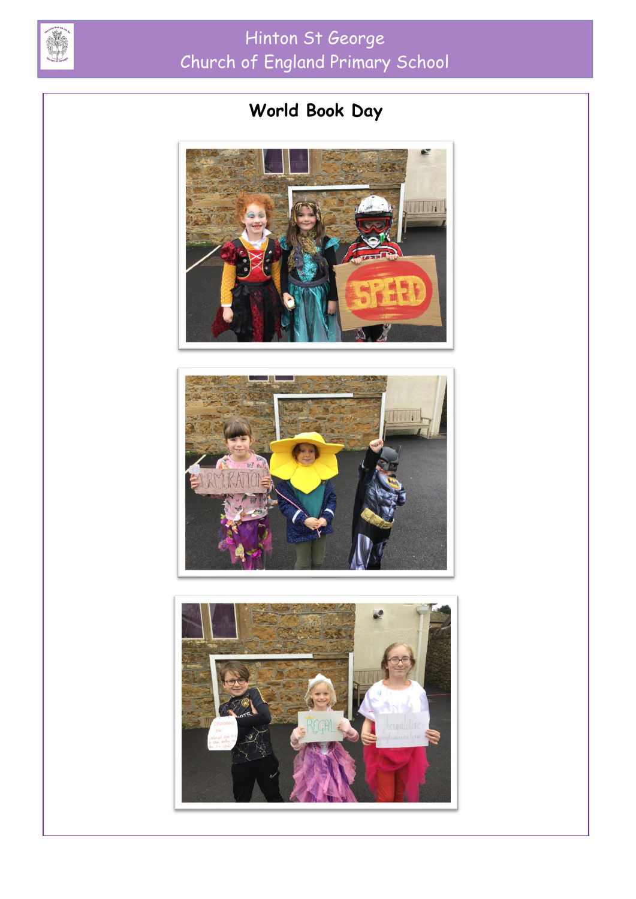# Hinton St George
# Church of England Primary School

## World Book Day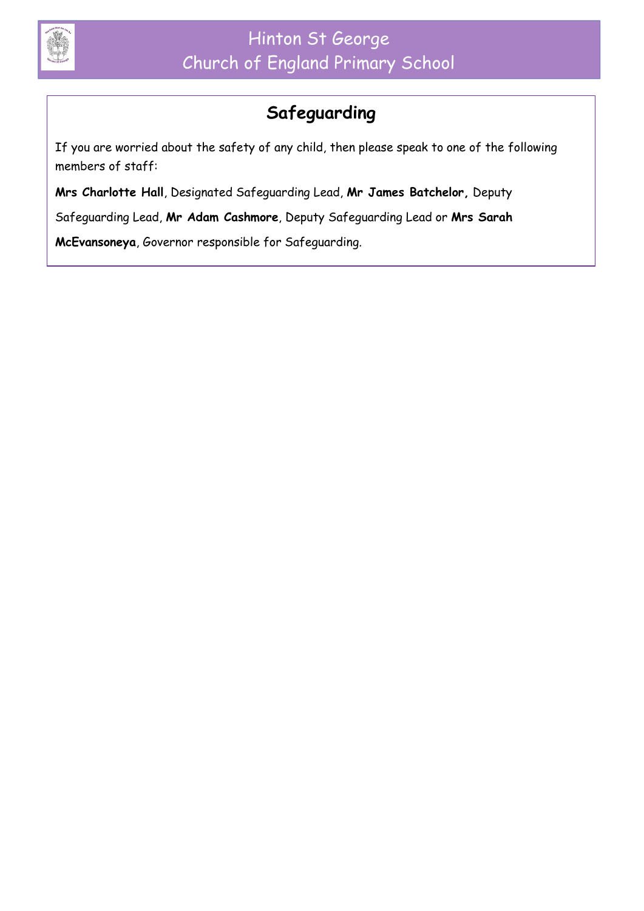## Safeguarding

If you are worried about the safety of any child, then please speak to one of the following members of staff:

**Mrs Charlotte Hall**, Designated Safeguarding Lead, **Mr James Batchelor,** Deputy Safeguarding Lead, **Mr Adam Cashmore**, Deputy Safeguarding Lead or **Mrs Sarah McEvansoneya**, Governor responsible for Safeguarding.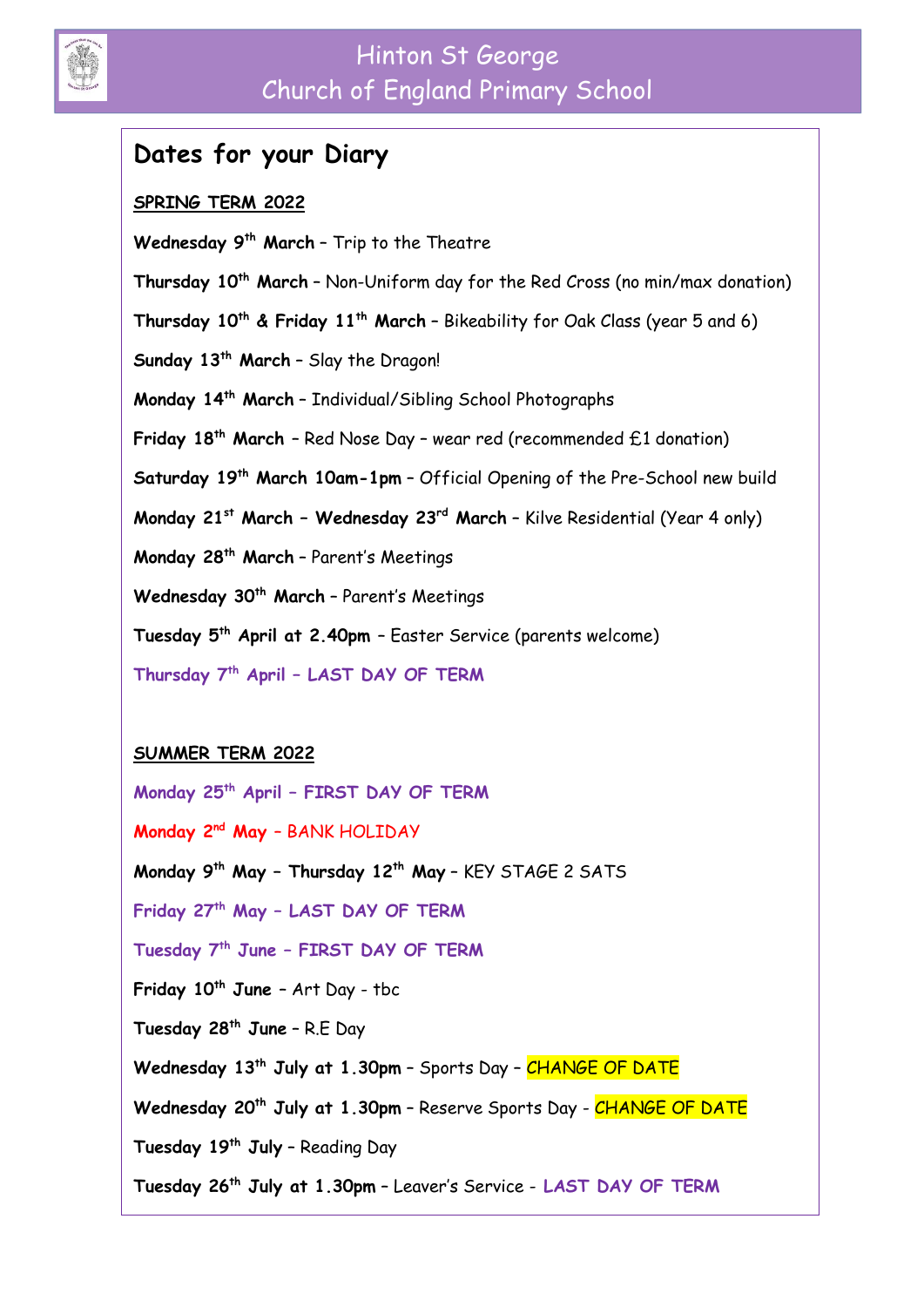# Hinton St George Church of England Primary School

## Dates for your Diary

**SPRING TERM 2022**

**Wednesday 9th March** – Trip to the Theatre

**Thursday 10th March** – Non-Uniform day for the Red Cross (no min/max donation)

**Thursday 10th & Friday 11th March** – Bikeability for Oak Class (year 5 and 6)

**Sunday 13th March** – Slay the Dragon!

**Monday 14th March** – Individual/Sibling School Photographs

**Friday 18th March** – Red Nose Day – wear red (recommended £1 donation)

**Saturday 19th March 10am-1pm** – Official Opening of the Pre-School new build

**Monday 21st March – Wednesday 23rd March** – Kilve Residential (Year 4 only)

**Monday 28th March** – Parent's Meetings

**Wednesday 30th March** – Parent's Meetings

**Tuesday 5th April at 2.40pm** – Easter Service (parents welcome)

**Thursday 7th April – LAST DAY OF TERM**

**SUMMER TERM 2022**

**Monday 25th April – FIRST DAY OF TERM**

**Monday 2nd May – BANK HOLIDAY**

**Monday 9th May – Thursday 12th May** – KEY STAGE 2 SATS

**Friday 27th May – LAST DAY OF TERM**

**Tuesday 7th June – FIRST DAY OF TERM**

**Friday 10th June** – Art Day - tbc

**Tuesday 28th June** – R.E Day

**Wednesday 13th July at 1.30pm** – Sports Day – CHANGE OF DATE

**Wednesday 20th July at 1.30pm** – Reserve Sports Day - CHANGE OF DATE

**Tuesday 19th July** – Reading Day

**Tuesday 26th July at 1.30pm** – Leaver's Service - **LAST DAY OF TERM**